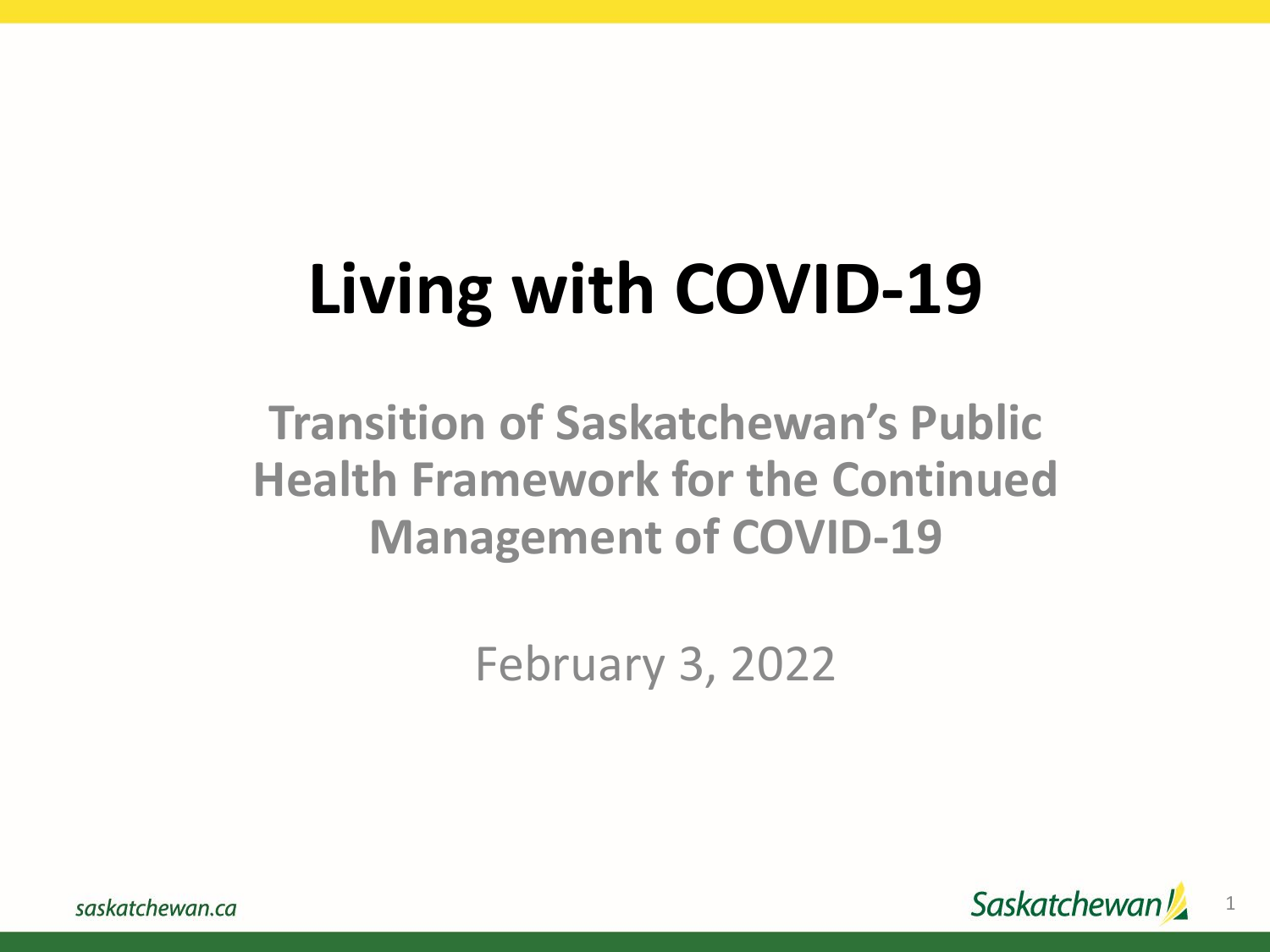# Living with COVID-19

## Transition of Saskatchewan's Public Health Framework for the Continued Management of COVID-19

February 3, 2022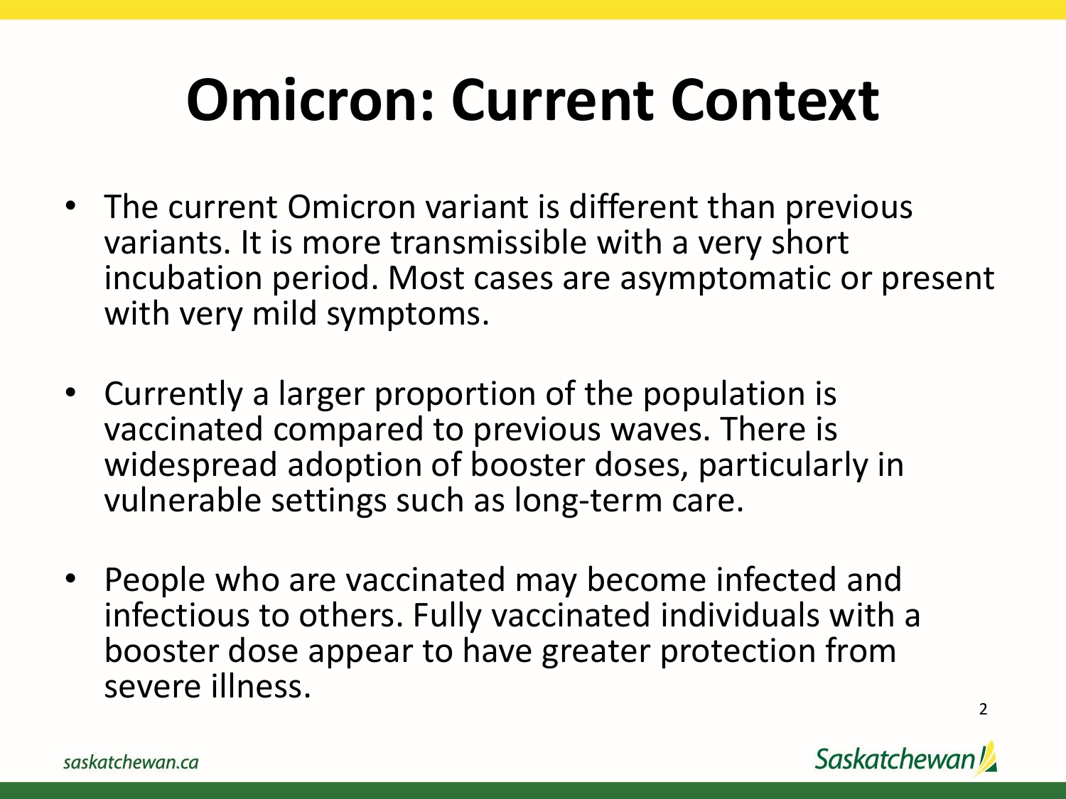# Omicron: Current Context

- The current Omicron variant is different than previous variants. It is more transmissible with a very short incubation period. Most cases are asymptomatic or present with very mild symptoms.

- Currently a larger proportion of the population is vaccinated compared to previous waves. There is widespread adoption of booster doses, particularly in vulnerable settings such as long-term care.

- People who are vaccinated may become infected and infectious to others. Fully vaccinated individuals with a booster dose appear to have greater protection from severe illness.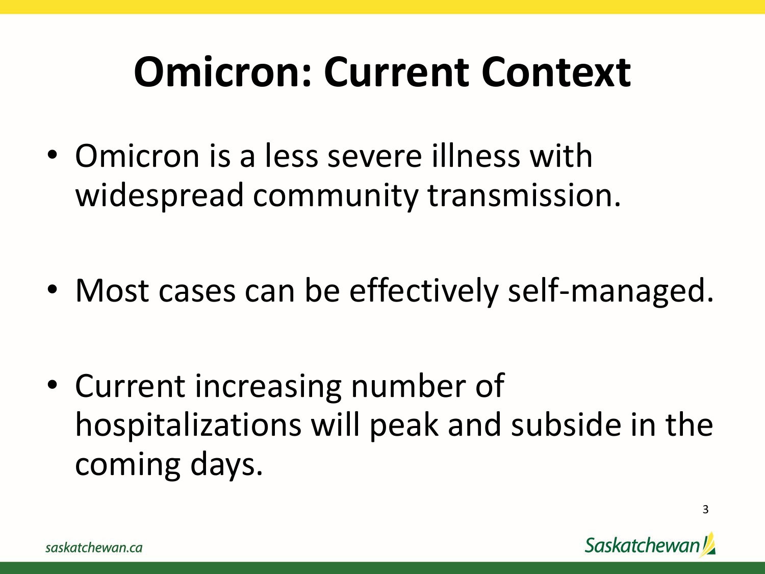# Omicron: Current Context

- Omicron is a less severe illness with widespread community transmission.
- Most cases can be effectively self-managed.
- Current increasing number of hospitalizations will peak and subside in the coming days.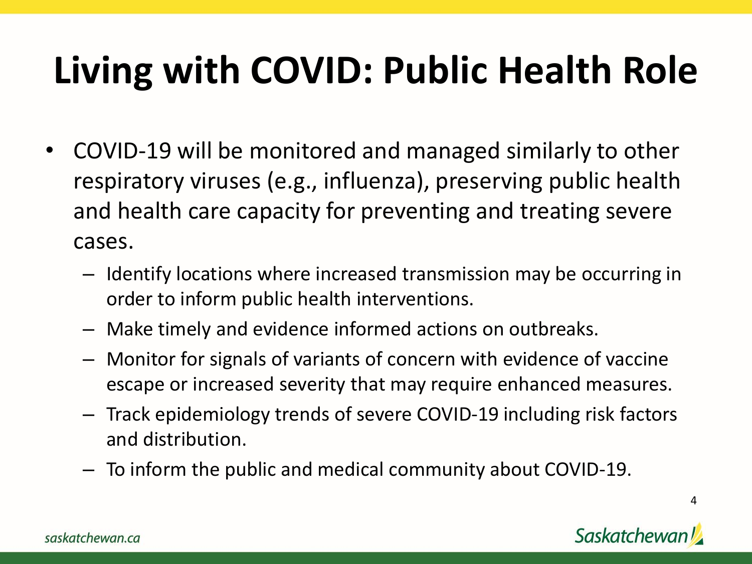# Living with COVID: Public Health Role

- COVID-19 will be monitored and managed similarly to other respiratory viruses (e.g., influenza), preserving public health and health care capacity for preventing and treating severe cases.
  - Identify locations where increased transmission may be occurring in order to inform public health interventions.
  - Make timely and evidence informed actions on outbreaks.
  - Monitor for signals of variants of concern with evidence of vaccine escape or increased severity that may require enhanced measures.
  - Track epidemiology trends of severe COVID-19 including risk factors and distribution.
  - To inform the public and medical community about COVID-19.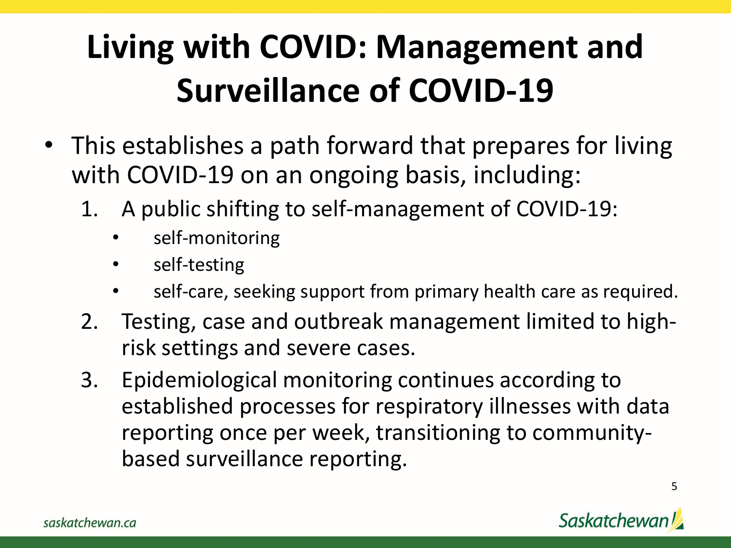# Living with COVID: Management and Surveillance of COVID-19

- This establishes a path forward that prepares for living with COVID-19 on an ongoing basis, including:
  1. A public shifting to self-management of COVID-19:
     - self-monitoring
     - self-testing
     - self-care, seeking support from primary health care as required.
  2. Testing, case and outbreak management limited to high-risk settings and severe cases.
  3. Epidemiological monitoring continues according to established processes for respiratory illnesses with data reporting once per week, transitioning to community-based surveillance reporting.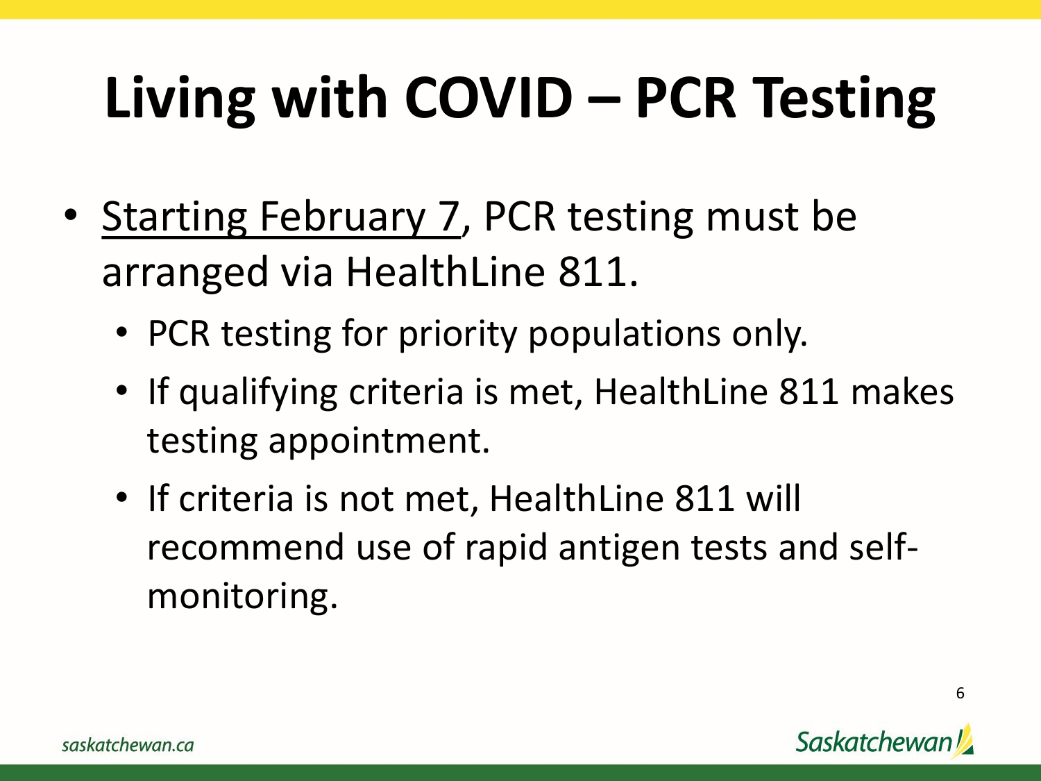# Living with COVID – PCR Testing

- <u>Starting February 7</u>, PCR testing must be arranged via HealthLine 811.
  - PCR testing for priority populations only.
  - If qualifying criteria is met, HealthLine 811 makes testing appointment.
  - If criteria is not met, HealthLine 811 will recommend use of rapid antigen tests and self-monitoring.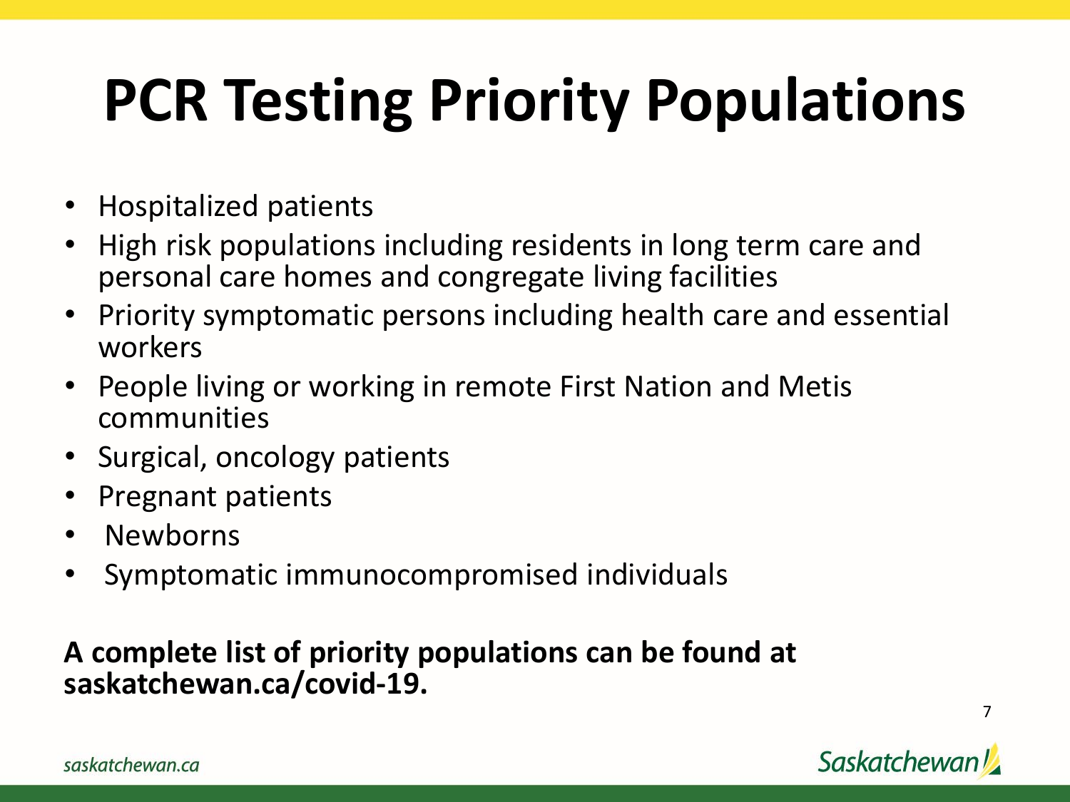# PCR Testing Priority Populations

- Hospitalized patients
- High risk populations including residents in long term care and personal care homes and congregate living facilities
- Priority symptomatic persons including health care and essential workers
- People living or working in remote First Nation and Metis communities
- Surgical, oncology patients
- Pregnant patients
- Newborns
- Symptomatic immunocompromised individuals

**A complete list of priority populations can be found at saskatchewan.ca/covid-19.**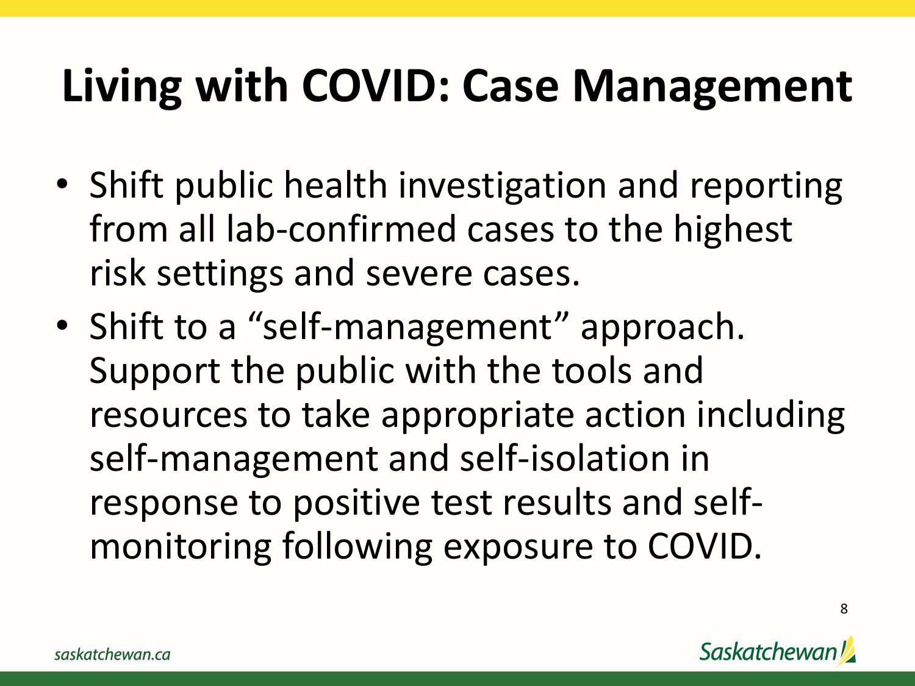# Living with COVID: Case Management

- Shift public health investigation and reporting from all lab-confirmed cases to the highest risk settings and severe cases.
- Shift to a "self-management" approach. Support the public with the tools and resources to take appropriate action including self-management and self-isolation in response to positive test results and self-monitoring following exposure to COVID.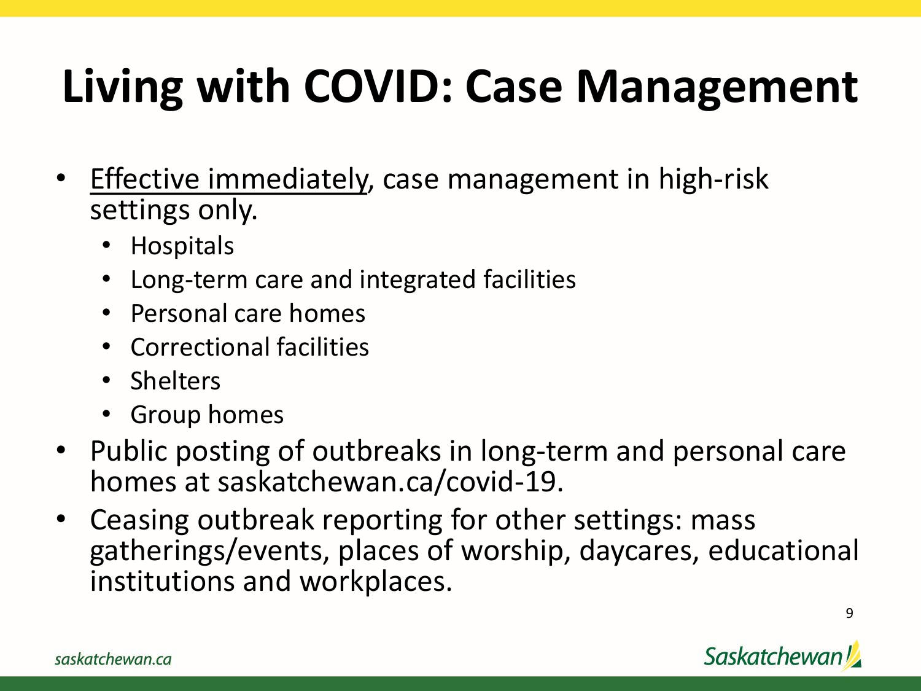# Living with COVID: Case Management

- <u>Effective immediately</u>, case management in high-risk settings only.
  - Hospitals
  - Long-term care and integrated facilities
  - Personal care homes
  - Correctional facilities
  - Shelters
  - Group homes
- Public posting of outbreaks in long-term and personal care homes at saskatchewan.ca/covid-19.
- Ceasing outbreak reporting for other settings: mass gatherings/events, places of worship, daycares, educational institutions and workplaces.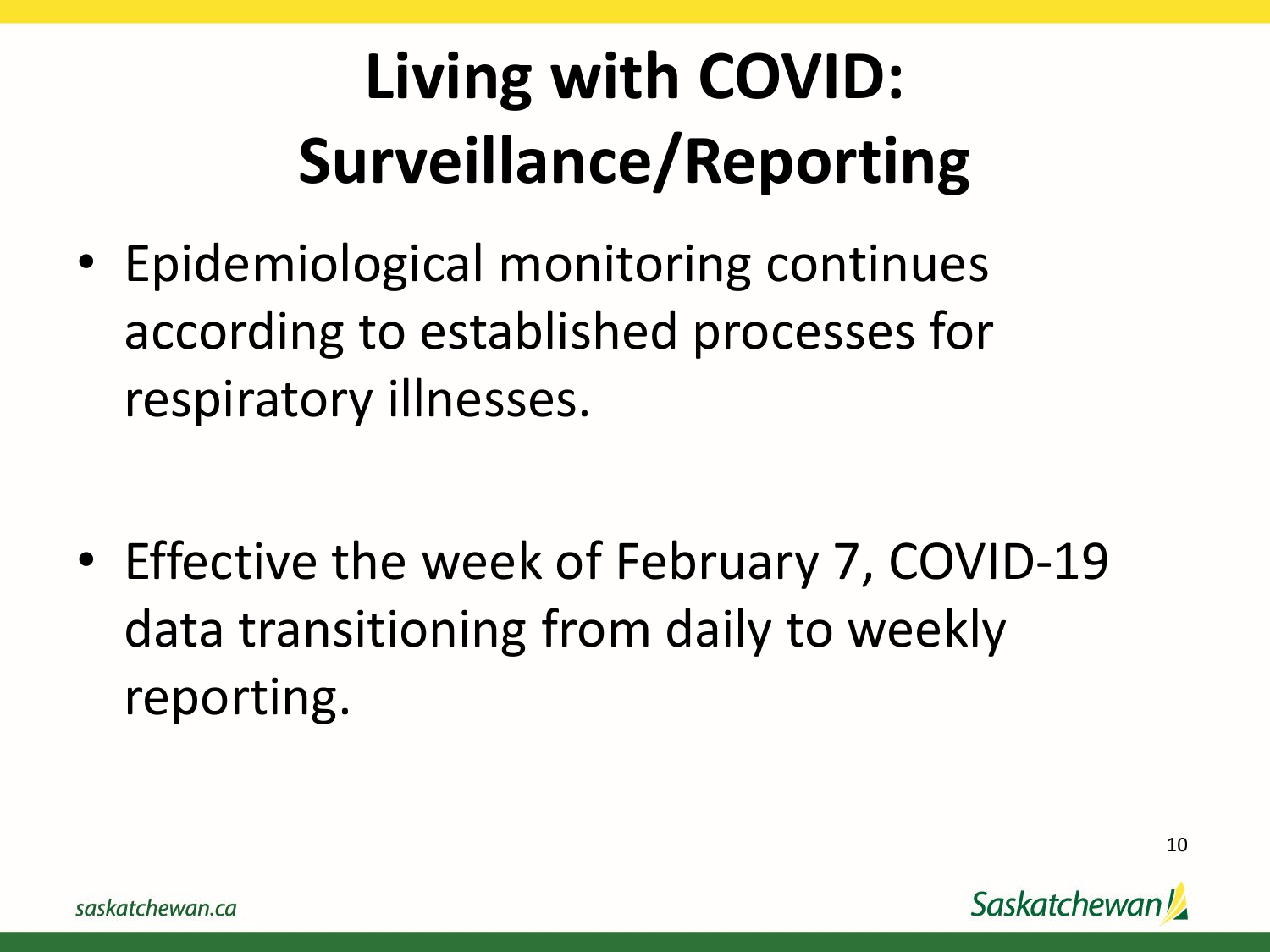# Living with COVID: Surveillance/Reporting

- Epidemiological monitoring continues according to established processes for respiratory illnesses.

- Effective the week of February 7, COVID-19 data transitioning from daily to weekly reporting.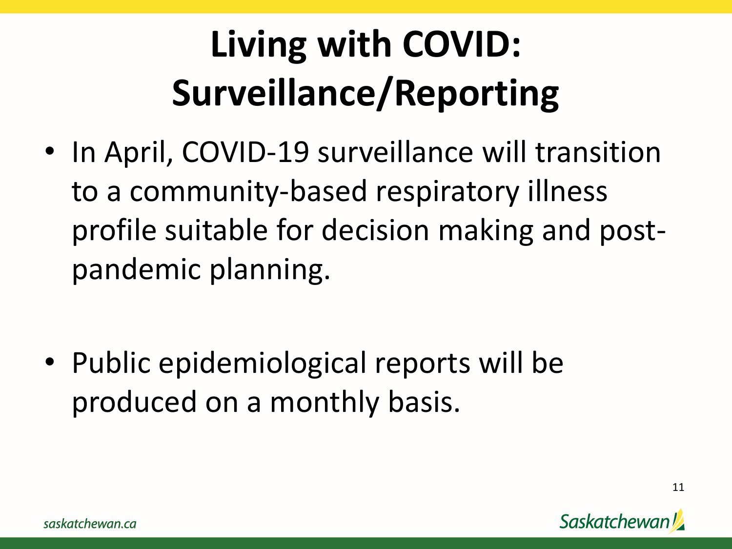# Living with COVID: Surveillance/Reporting

- In April, COVID-19 surveillance will transition to a community-based respiratory illness profile suitable for decision making and post-pandemic planning.

- Public epidemiological reports will be produced on a monthly basis.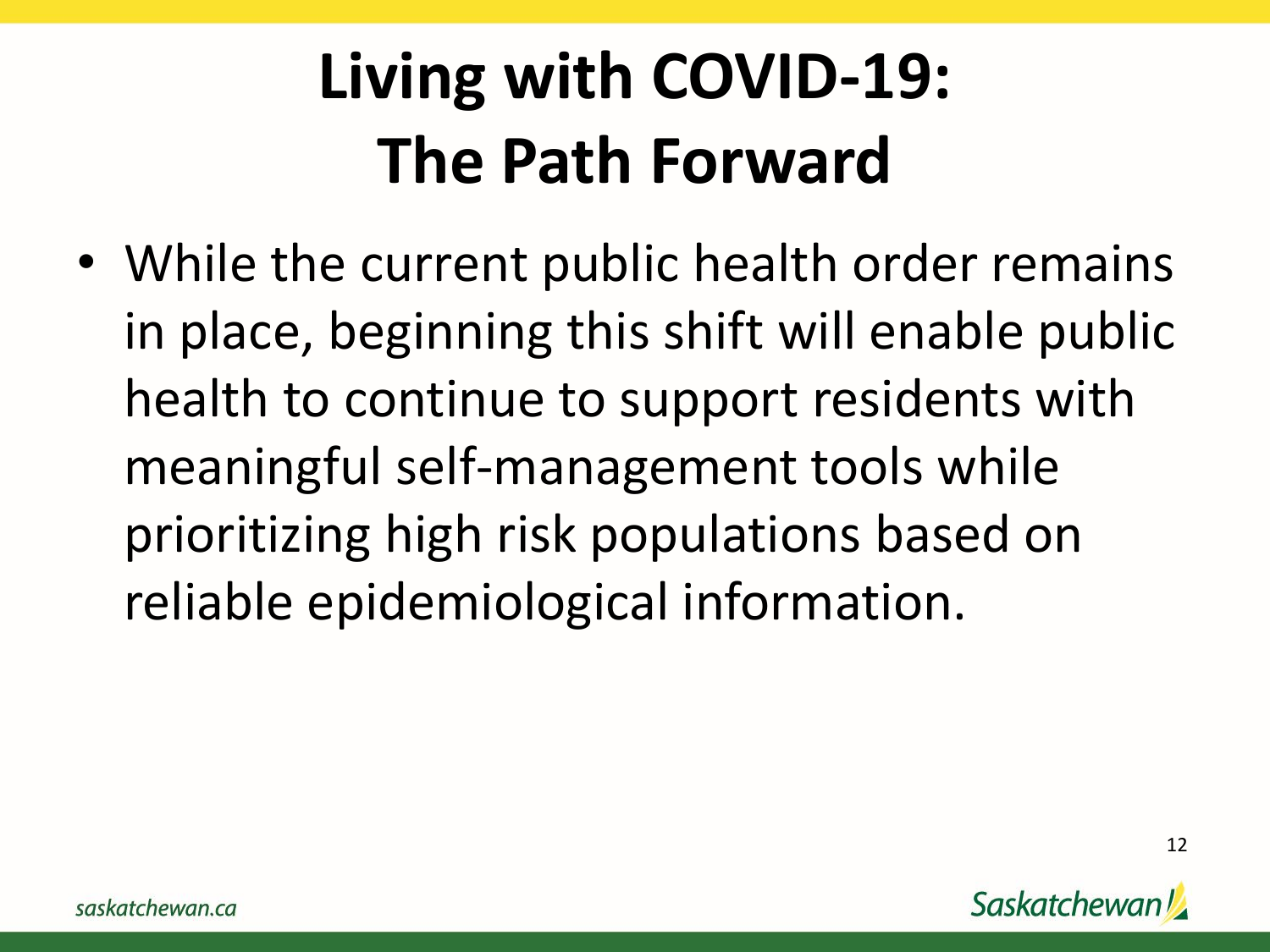# Living with COVID-19: The Path Forward

- While the current public health order remains in place, beginning this shift will enable public health to continue to support residents with meaningful self-management tools while prioritizing high risk populations based on reliable epidemiological information.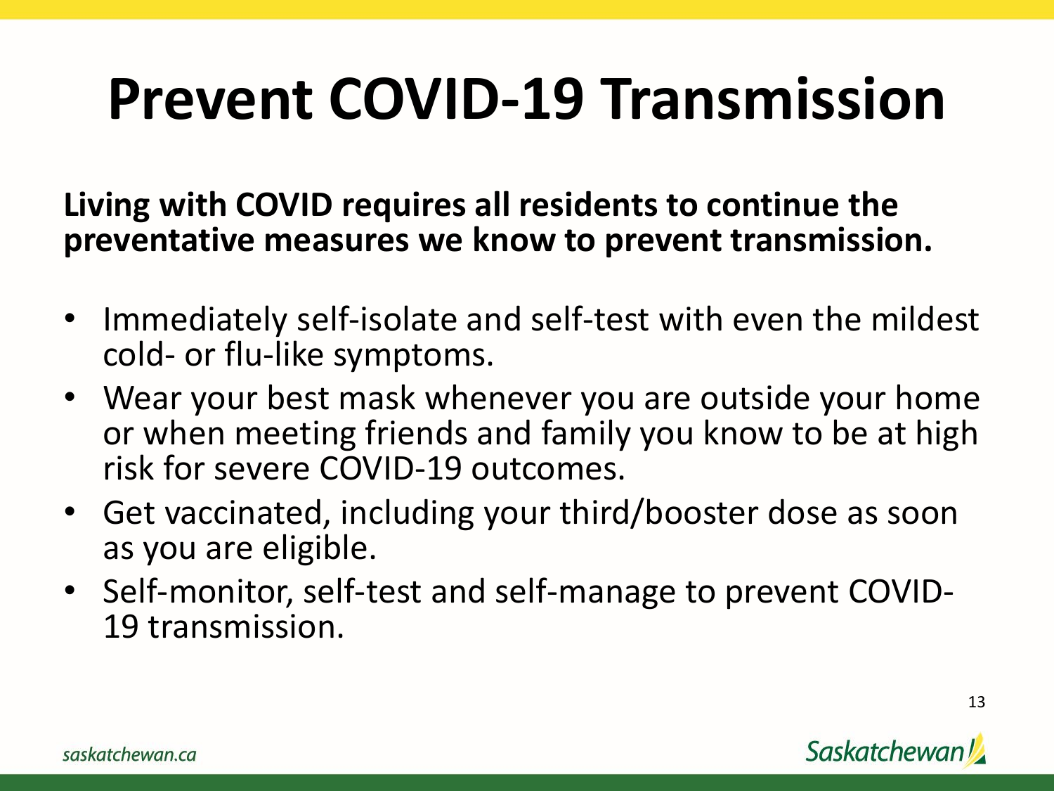# Prevent COVID-19 Transmission

**Living with COVID requires all residents to continue the preventative measures we know to prevent transmission.**

- Immediately self-isolate and self-test with even the mildest cold- or flu-like symptoms.
- Wear your best mask whenever you are outside your home or when meeting friends and family you know to be at high risk for severe COVID-19 outcomes.
- Get vaccinated, including your third/booster dose as soon as you are eligible.
- Self-monitor, self-test and self-manage to prevent COVID-19 transmission.